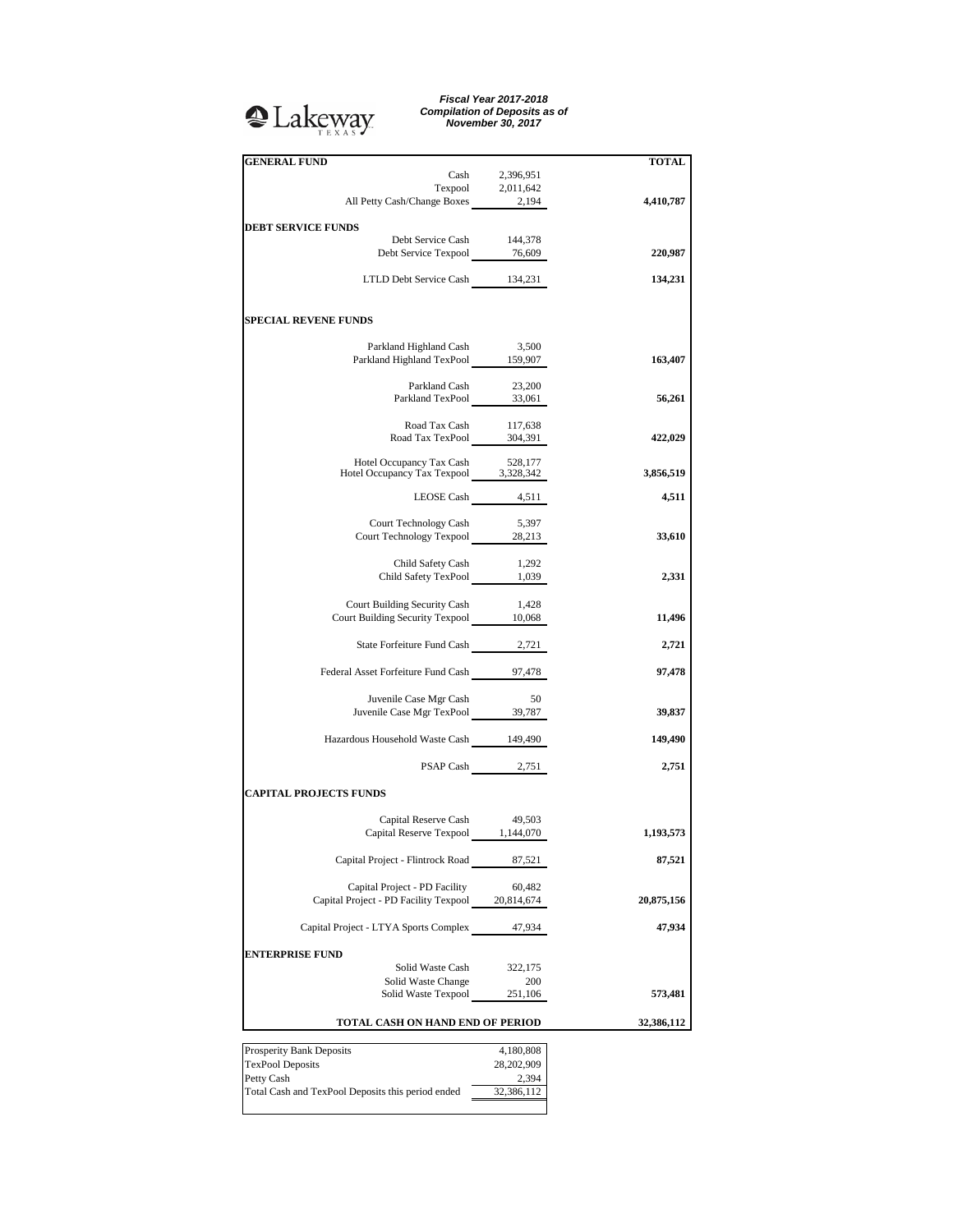Lakeway TEXAS

***Fiscal Year 2017-2018***
***Compilation of Deposits as of***
***November 30, 2017***

| **GENERAL FUND** | | **TOTAL** |
|---|---|---|
| Cash | 2,396,951 | |
| Texpool | 2,011,642 | |
| All Petty Cash/Change Boxes | 2,194 | **4,410,787** |
| **DEBT SERVICE FUNDS** | | |
| Debt Service Cash | 144,378 | |
| Debt Service Texpool | 76,609 | **220,987** |
| LTLD Debt Service Cash | 134,231 | **134,231** |
| **SPECIAL REVENE FUNDS** | | |
| Parkland Highland Cash | 3,500 | |
| Parkland Highland TexPool | 159,907 | **163,407** |
| Parkland Cash | 23,200 | |
| Parkland TexPool | 33,061 | **56,261** |
| Road Tax Cash | 117,638 | |
| Road Tax TexPool | 304,391 | **422,029** |
| Hotel Occupancy Tax Cash | 528,177 | |
| Hotel Occupancy Tax Texpool | 3,328,342 | **3,856,519** |
| LEOSE Cash | 4,511 | **4,511** |
| Court Technology Cash | 5,397 | |
| Court Technology Texpool | 28,213 | **33,610** |
| Child Safety Cash | 1,292 | |
| Child Safety TexPool | 1,039 | **2,331** |
| Court Building Security Cash | 1,428 | |
| Court Building Security Texpool | 10,068 | **11,496** |
| State Forfeiture Fund Cash | 2,721 | **2,721** |
| Federal Asset Forfeiture Fund Cash | 97,478 | **97,478** |
| Juvenile Case Mgr Cash | 50 | |
| Juvenile Case Mgr TexPool | 39,787 | **39,837** |
| Hazardous Household Waste Cash | 149,490 | **149,490** |
| PSAP Cash | 2,751 | **2,751** |
| **CAPITAL PROJECTS FUNDS** | | |
| Capital Reserve Cash | 49,503 | |
| Capital Reserve Texpool | 1,144,070 | **1,193,573** |
| Capital Project - Flintrock Road | 87,521 | **87,521** |
| Capital Project - PD Facility | 60,482 | |
| Capital Project - PD Facility Texpool | 20,814,674 | **20,875,156** |
| Capital Project - LTYA Sports Complex | 47,934 | **47,934** |
| **ENTERPRISE FUND** | | |
| Solid Waste Cash | 322,175 | |
| Solid Waste Change | 200 | |
| Solid Waste Texpool | 251,106 | **573,481** |
| **TOTAL CASH ON HAND END OF PERIOD** | | **32,386,112** |

| | |
|---|---|
| Prosperity Bank Deposits | 4,180,808 |
| TexPool Deposits | 28,202,909 |
| Petty Cash | 2,394 |
| Total Cash and TexPool Deposits this period ended | 32,386,112 |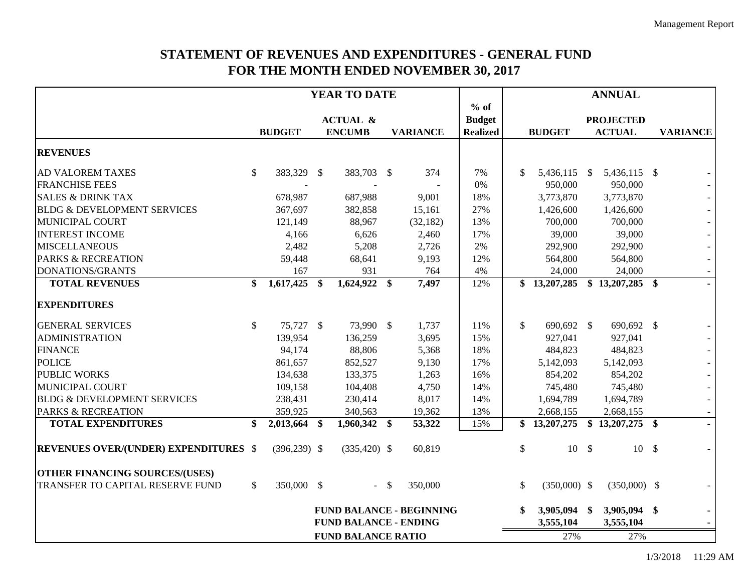## STATEMENT OF REVENUES AND EXPENDITURES - GENERAL FUND
## FOR THE MONTH ENDED NOVEMBER 30, 2017

| | YEAR TO DATE | | | % of | ANNUAL | | |
|---|---|---|---|---|---|---|---|
| | **BUDGET** | **ACTUAL & ENCUMB** | **VARIANCE** | **Budget Realized** | **BUDGET** | **PROJECTED ACTUAL** | **VARIANCE** |
| **REVENUES** | | | | | | | |
| AD VALOREM TAXES | $ 383,329 | $ 383,703 | $ 374 | 7% | $ 5,436,115 | $ 5,436,115 | $ - |
| FRANCHISE FEES | - | - | - | 0% | 950,000 | 950,000 | - |
| SALES & DRINK TAX | 678,987 | 687,988 | 9,001 | 18% | 3,773,870 | 3,773,870 | - |
| BLDG & DEVELOPMENT SERVICES | 367,697 | 382,858 | 15,161 | 27% | 1,426,600 | 1,426,600 | - |
| MUNICIPAL COURT | 121,149 | 88,967 | (32,182) | 13% | 700,000 | 700,000 | - |
| INTEREST INCOME | 4,166 | 6,626 | 2,460 | 17% | 39,000 | 39,000 | - |
| MISCELLANEOUS | 2,482 | 5,208 | 2,726 | 2% | 292,900 | 292,900 | - |
| PARKS & RECREATION | 59,448 | 68,641 | 9,193 | 12% | 564,800 | 564,800 | - |
| DONATIONS/GRANTS | 167 | 931 | 764 | 4% | 24,000 | 24,000 | - |
| **TOTAL REVENUES** | **$ 1,617,425** | **$ 1,624,922** | **$ 7,497** | 12% | **$ 13,207,285** | **$ 13,207,285** | **$ -** |
| **EXPENDITURES** | | | | | | | |
| GENERAL SERVICES | $ 75,727 | $ 73,990 | $ 1,737 | 11% | $ 690,692 | $ 690,692 | $ - |
| ADMINISTRATION | 139,954 | 136,259 | 3,695 | 15% | 927,041 | 927,041 | - |
| FINANCE | 94,174 | 88,806 | 5,368 | 18% | 484,823 | 484,823 | - |
| POLICE | 861,657 | 852,527 | 9,130 | 17% | 5,142,093 | 5,142,093 | - |
| PUBLIC WORKS | 134,638 | 133,375 | 1,263 | 16% | 854,202 | 854,202 | - |
| MUNICIPAL COURT | 109,158 | 104,408 | 4,750 | 14% | 745,480 | 745,480 | - |
| BLDG & DEVELOPMENT SERVICES | 238,431 | 230,414 | 8,017 | 14% | 1,694,789 | 1,694,789 | - |
| PARKS & RECREATION | 359,925 | 340,563 | 19,362 | 13% | 2,668,155 | 2,668,155 | - |
| **TOTAL EXPENDITURES** | **$ 2,013,664** | **$ 1,960,342** | **$ 53,322** | 15% | **$ 13,207,275** | **$ 13,207,275** | **$ -** |
| **REVENUES OVER/(UNDER) EXPENDITURES** | $ (396,239) | $ (335,420) | $ 60,819 | | $ 10 | $ 10 | $ - |
| **OTHER FINANCING SOURCES/(USES)** | | | | | | | |
| TRANSFER TO CAPITAL RESERVE FUND | $ 350,000 | $ - | $ 350,000 | | $ (350,000) | $ (350,000) | $ - |
| | | **FUND BALANCE - BEGINNING** | | | **$ 3,905,094** | **$ 3,905,094** | **$ -** |
| | | **FUND BALANCE - ENDING** | | | 3,555,104 | 3,555,104 | - |
| | | **FUND BALANCE RATIO** | | | 27% | 27% | |